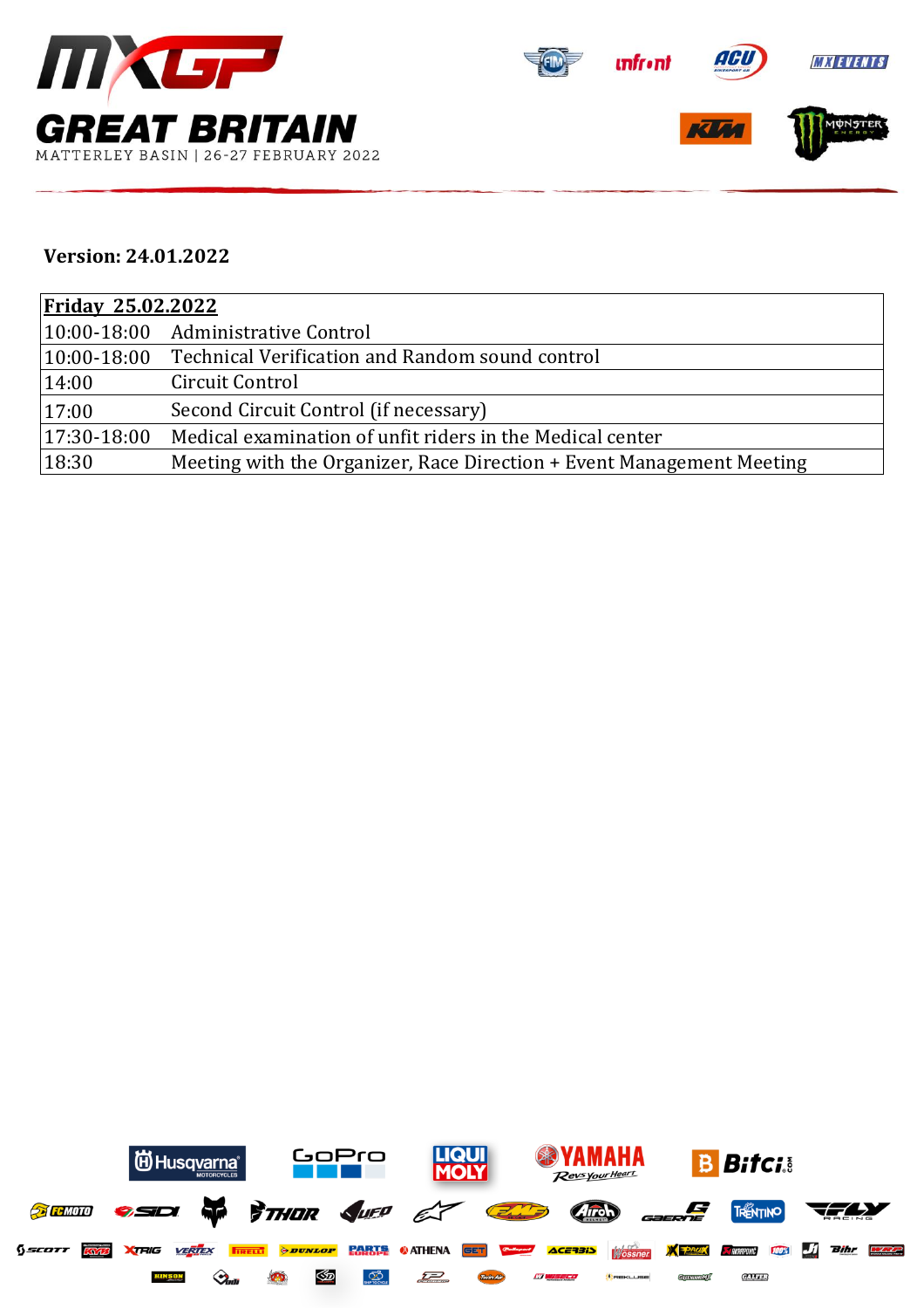# MXGP GREAT BRITAIN

MATTERLEY BASIN | 26-27 FEBRUARY 2022

**Version: 24.01.2022**

| **Friday 25.02.2022** | |
|---|---|
| 10:00-18:00 | Administrative Control |
| 10:00-18:00 | Technical Verification and Random sound control |
| 14:00 | Circuit Control |
| 17:00 | Second Circuit Control (if necessary) |
| 17:30-18:00 | Medical examination of unfit riders in the Medical center |
| 18:30 | Meeting with the Organizer, Race Direction + Event Management Meeting |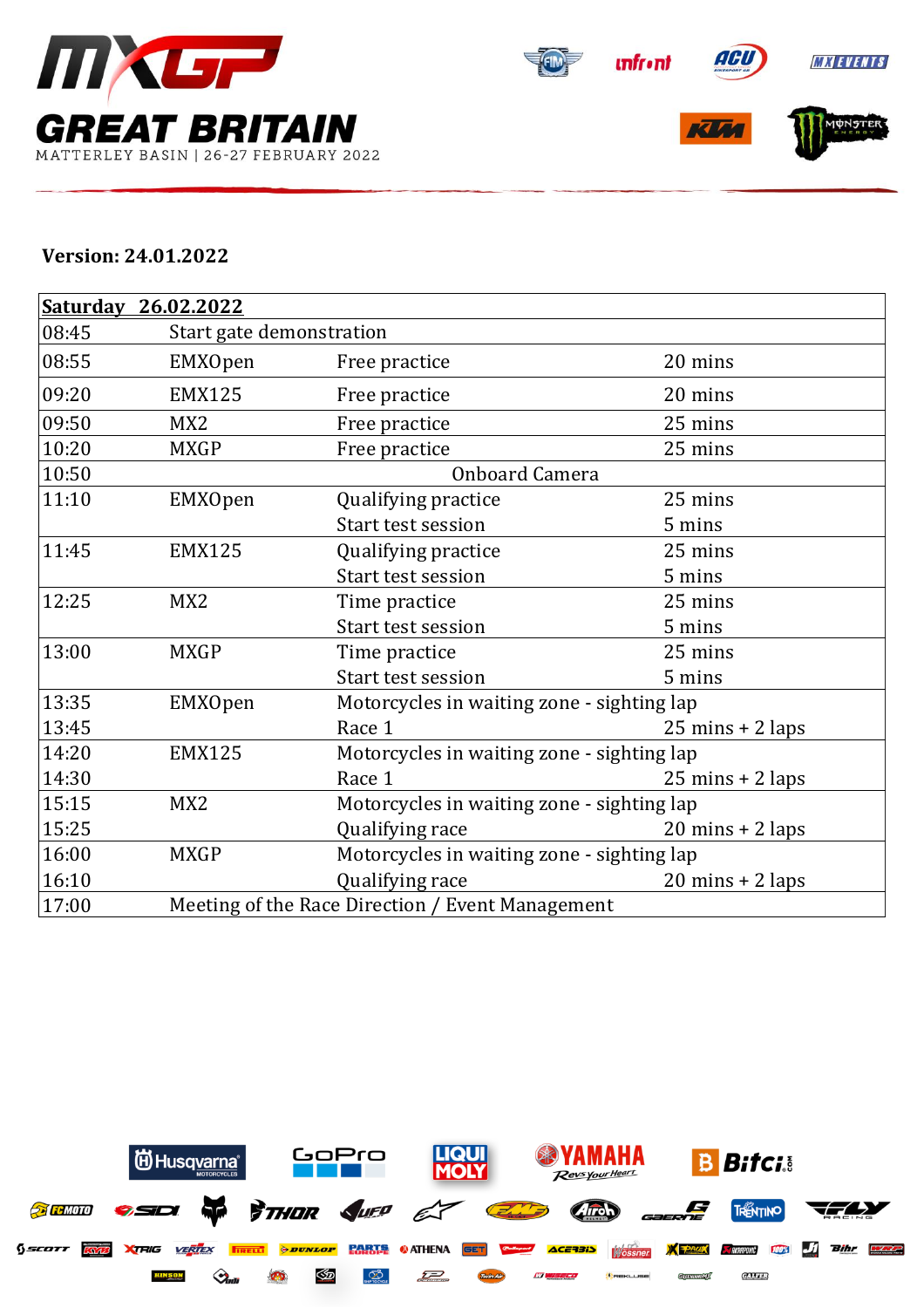# MXGP GREAT BRITAIN

MATTERLEY BASIN | 26-27 FEBRUARY 2022

**Version: 24.01.2022**

| **Saturday 26.02.2022** | | | |
|---|---|---|---|
| 08:45 | Start gate demonstration | | |
| 08:55 | EMXOpen | Free practice | 20 mins |
| 09:20 | EMX125 | Free practice | 20 mins |
| 09:50 | MX2 | Free practice | 25 mins |
| 10:20 | MXGP | Free practice | 25 mins |
| 10:50 | | Onboard Camera | |
| 11:10 | EMXOpen | Qualifying practice | 25 mins |
| | | Start test session | 5 mins |
| 11:45 | EMX125 | Qualifying practice | 25 mins |
| | | Start test session | 5 mins |
| 12:25 | MX2 | Time practice | 25 mins |
| | | Start test session | 5 mins |
| 13:00 | MXGP | Time practice | 25 mins |
| | | Start test session | 5 mins |
| 13:35 | EMXOpen | Motorcycles in waiting zone - sighting lap | |
| 13:45 | | Race 1 | 25 mins + 2 laps |
| 14:20 | EMX125 | Motorcycles in waiting zone - sighting lap | |
| 14:30 | | Race 1 | 25 mins + 2 laps |
| 15:15 | MX2 | Motorcycles in waiting zone - sighting lap | |
| 15:25 | | Qualifying race | 20 mins + 2 laps |
| 16:00 | MXGP | Motorcycles in waiting zone - sighting lap | |
| 16:10 | | Qualifying race | 20 mins + 2 laps |
| 17:00 | Meeting of the Race Direction / Event Management | | |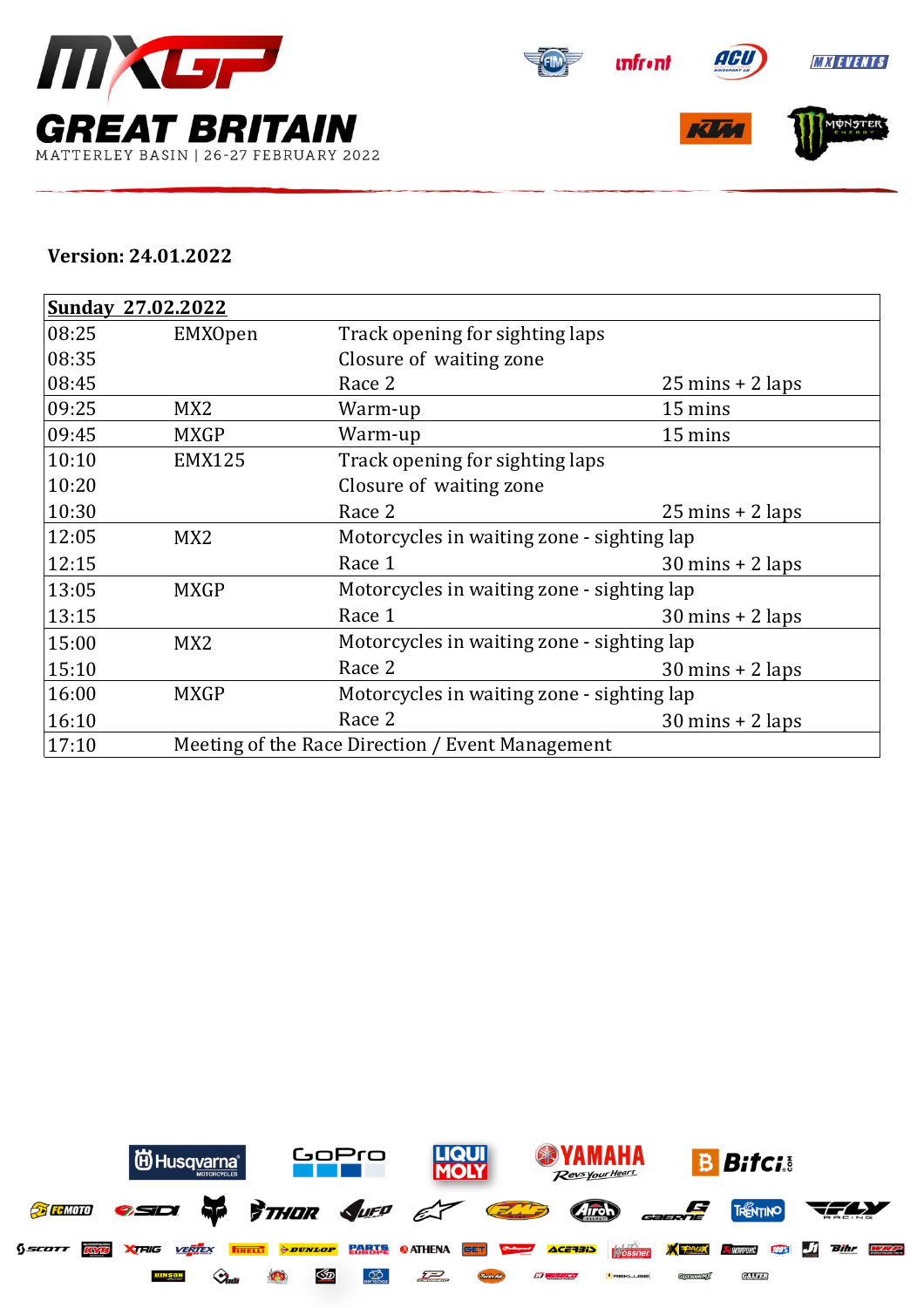# MXGP GREAT BRITAIN

MATTERLEY BASIN | 26-27 FEBRUARY 2022

**Version: 24.01.2022**

| **Sunday 27.02.2022** | | | |
|---|---|---|---|
| 08:25 | EMXOpen | Track opening for sighting laps | |
| 08:35 | | Closure of waiting zone | |
| 08:45 | | Race 2 | 25 mins + 2 laps |
| 09:25 | MX2 | Warm-up | 15 mins |
| 09:45 | MXGP | Warm-up | 15 mins |
| 10:10 | EMX125 | Track opening for sighting laps | |
| 10:20 | | Closure of waiting zone | |
| 10:30 | | Race 2 | 25 mins + 2 laps |
| 12:05 | MX2 | Motorcycles in waiting zone - sighting lap | |
| 12:15 | | Race 1 | 30 mins + 2 laps |
| 13:05 | MXGP | Motorcycles in waiting zone - sighting lap | |
| 13:15 | | Race 1 | 30 mins + 2 laps |
| 15:00 | MX2 | Motorcycles in waiting zone - sighting lap | |
| 15:10 | | Race 2 | 30 mins + 2 laps |
| 16:00 | MXGP | Motorcycles in waiting zone - sighting lap | |
| 16:10 | | Race 2 | 30 mins + 2 laps |
| 17:10 | Meeting of the Race Direction / Event Management | | |